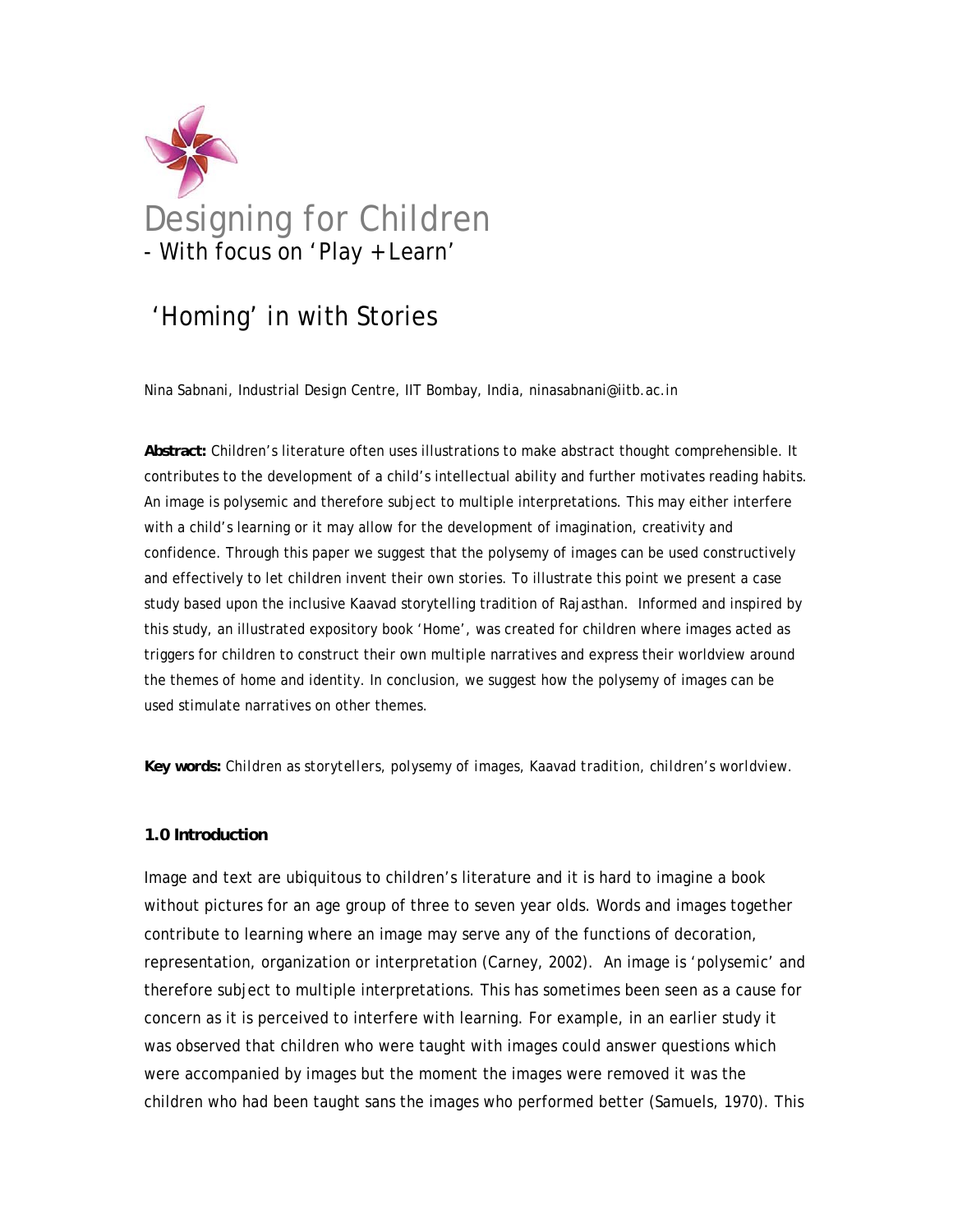# Designing for Children

## - With focus on 'Play + Learn'

## 'Homing' in with Stories

Nina Sabnani, Industrial Design Centre, IIT Bombay, India, ninasabnani@iitb.ac.in

**Abstract:** Children's literature often uses illustrations to make abstract thought comprehensible. It contributes to the development of a child's intellectual ability and further motivates reading habits. An image is polysemic and therefore subject to multiple interpretations. This may either interfere with a child's learning or it may allow for the development of imagination, creativity and confidence. Through this paper we suggest that the polysemy of images can be used constructively and effectively to let children invent their own stories. To illustrate this point we present a case study based upon the inclusive Kaavad storytelling tradition of Rajasthan. Informed and inspired by this study, an illustrated expository book 'Home', was created for children where images acted as triggers for children to construct their own multiple narratives and express their worldview around the themes of home and identity. In conclusion, we suggest how the polysemy of images can be used stimulate narratives on other themes.

**Key words:** Children as storytellers, polysemy of images, Kaavad tradition, children's worldview.

### 1.0 Introduction

Image and text are ubiquitous to children's literature and it is hard to imagine a book without pictures for an age group of three to seven year olds. Words and images together contribute to learning where an image may serve any of the functions of decoration, representation, organization or interpretation (Carney, 2002). An image is 'polysemic' and therefore subject to multiple interpretations. This has sometimes been seen as a cause for concern as it is perceived to interfere with learning. For example, in an earlier study it was observed that children who were taught with images could answer questions which were accompanied by images but the moment the images were removed it was the children who had been taught sans the images who performed better (Samuels, 1970). This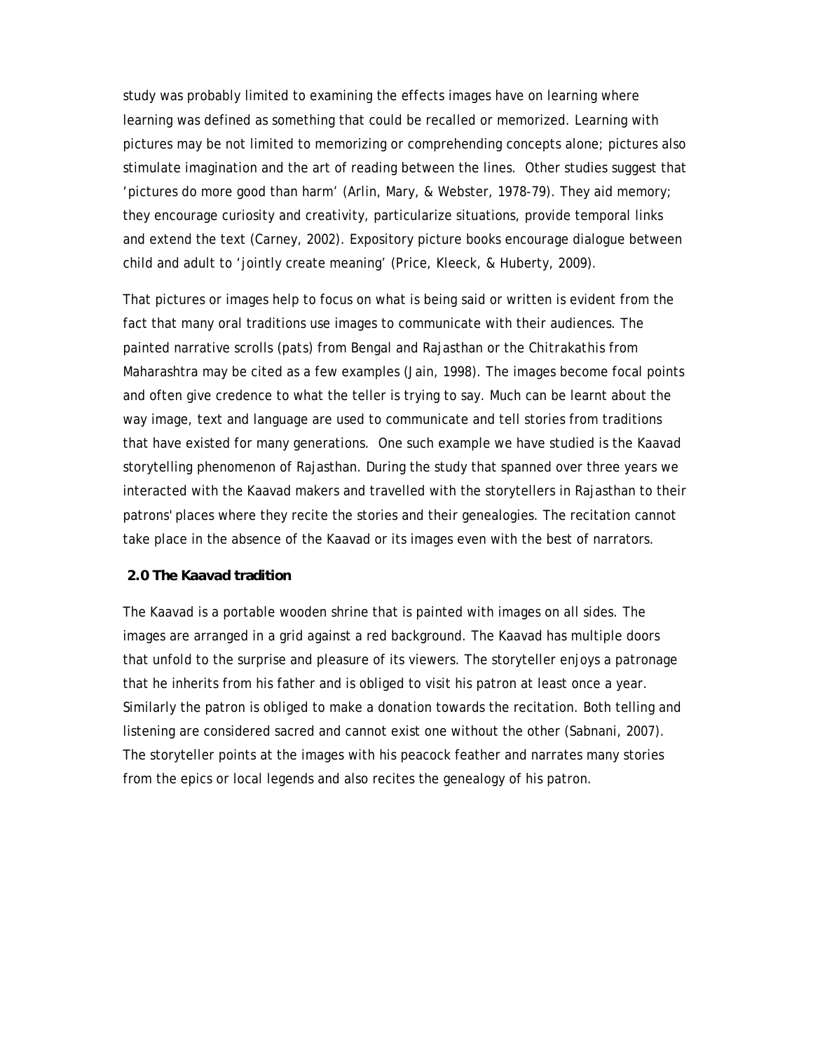study was probably limited to examining the effects images have on learning where learning was defined as something that could be recalled or memorized. Learning with pictures may be not limited to memorizing or comprehending concepts alone; pictures also stimulate imagination and the art of reading between the lines. Other studies suggest that 'pictures do more good than harm' (Arlin, Mary, & Webster, 1978-79). They aid memory; they encourage curiosity and creativity, particularize situations, provide temporal links and extend the text (Carney, 2002). Expository picture books encourage dialogue between child and adult to 'jointly create meaning' (Price, Kleeck, & Huberty, 2009).

That pictures or images help to focus on what is being said or written is evident from the fact that many oral traditions use images to communicate with their audiences. The painted narrative scrolls (pats) from Bengal and Rajasthan or the *Chitrakathis* from Maharashtra may be cited as a few examples (Jain, 1998). The images become focal points and often give credence to what the teller is trying to say. Much can be learnt about the way image, text and language are used to communicate and tell stories from traditions that have existed for many generations. One such example we have studied is the Kaavad storytelling phenomenon of Rajasthan. During the study that spanned over three years we interacted with the Kaavad makers and travelled with the storytellers in Rajasthan to their patrons' places where they recite the stories and their genealogies. The recitation cannot take place in the absence of the Kaavad or its images even with the best of narrators.

## 2.0 The Kaavad tradition

The Kaavad is a portable wooden shrine that is painted with images on all sides. The images are arranged in a grid against a red background. The Kaavad has multiple doors that unfold to the surprise and pleasure of its viewers. The storyteller enjoys a patronage that he inherits from his father and is obliged to visit his patron at least once a year. Similarly the patron is obliged to make a donation towards the recitation. Both telling and listening are considered sacred and cannot exist one without the other (Sabnani, 2007). The storyteller points at the images with his peacock feather and narrates many stories from the epics or local legends and also recites the genealogy of his patron.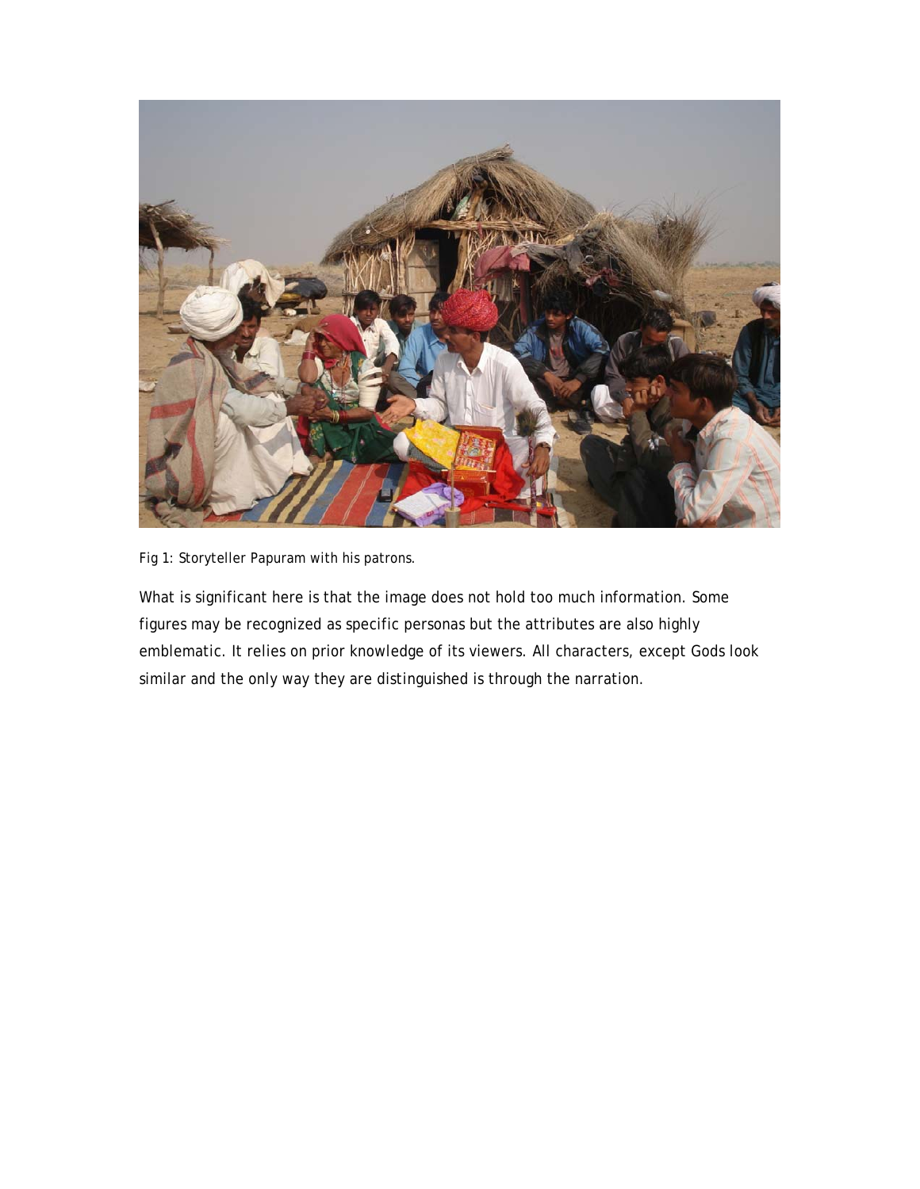Fig 1: Storyteller Papuram with his patrons.

What is significant here is that the image does not hold too much information. Some figures may be recognized as specific personas but the attributes are also highly emblematic. It relies on prior knowledge of its viewers. All characters, except Gods look similar and the only way they are distinguished is through the narration.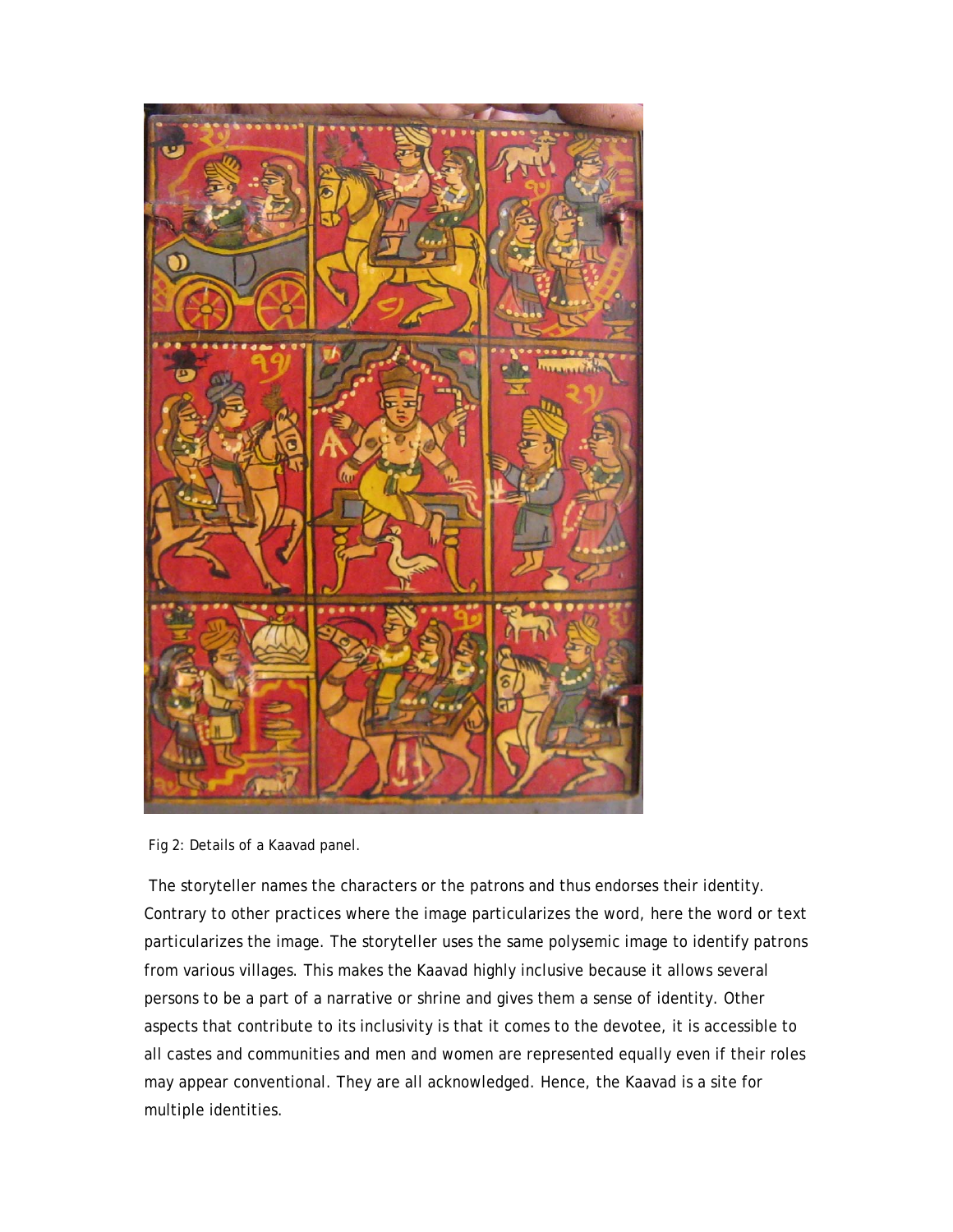Fig 2: Details of a Kaavad panel.

The storyteller names the characters or the patrons and thus endorses their identity. Contrary to other practices where the image particularizes the word, here the word or text particularizes the image. The storyteller uses the same polysemic image to identify patrons from various villages. This makes the Kaavad highly inclusive because it allows several persons to be a part of a narrative or shrine and gives them a sense of identity. Other aspects that contribute to its inclusivity is that it comes to the devotee, it is accessible to all castes and communities and men and women are represented equally even if their roles may appear conventional. They are all acknowledged. Hence, the Kaavad is a site for multiple identities.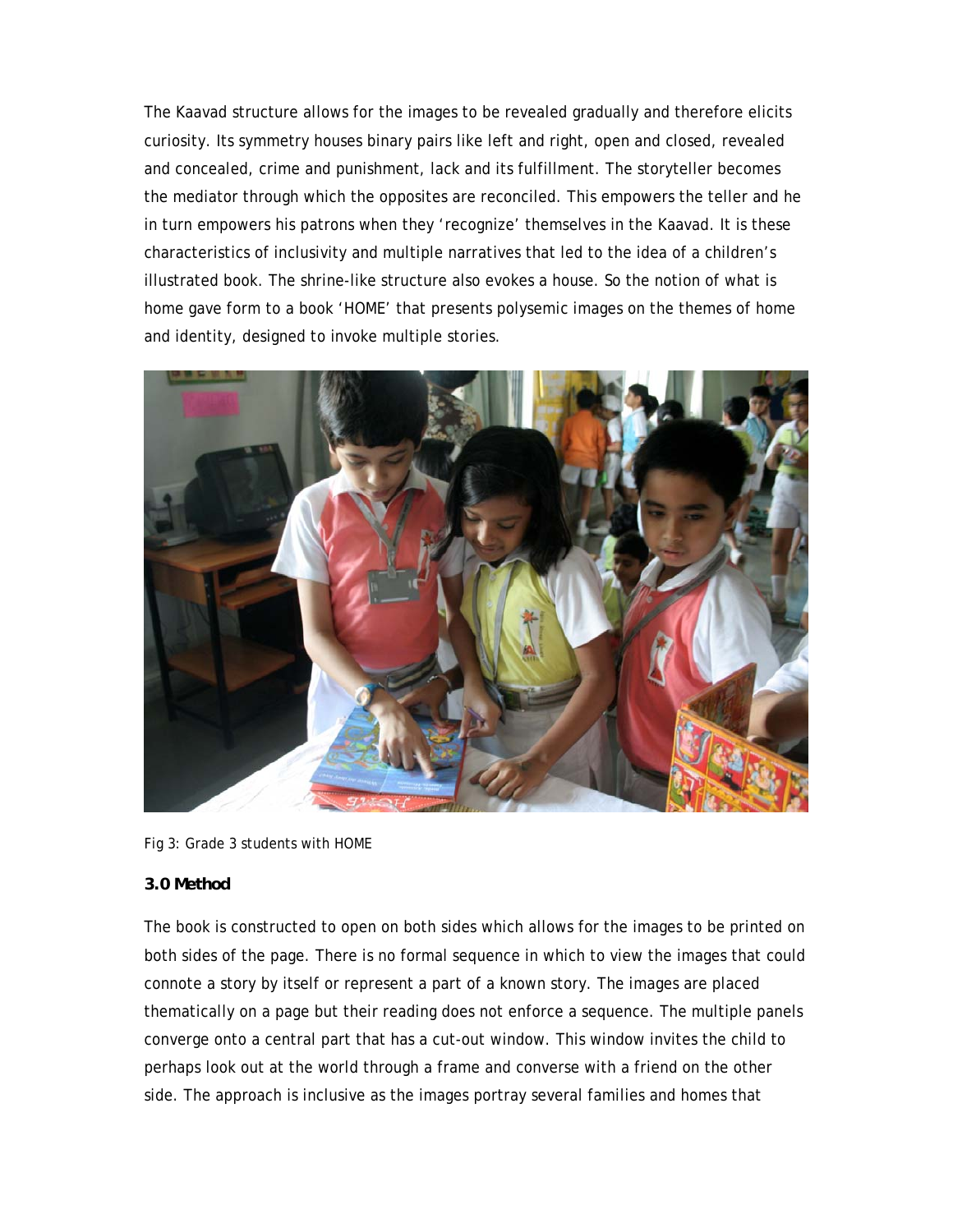The Kaavad structure allows for the images to be revealed gradually and therefore elicits curiosity. Its symmetry houses binary pairs like left and right, open and closed, revealed and concealed, crime and punishment, lack and its fulfillment. The storyteller becomes the mediator through which the opposites are reconciled. This empowers the teller and he in turn empowers his patrons when they 'recognize' themselves in the Kaavad. It is these characteristics of inclusivity and multiple narratives that led to the idea of a children's illustrated book. The shrine-like structure also evokes a house. So the notion of what is home gave form to a book 'HOME' that presents polysemic images on the themes of home and identity, designed to invoke multiple stories.

Fig 3: Grade 3 students with HOME

**3.0 Method**

The book is constructed to open on both sides which allows for the images to be printed on both sides of the page. There is no formal sequence in which to view the images that could connote a story by itself or represent a part of a known story. The images are placed thematically on a page but their reading does not enforce a sequence. The multiple panels converge onto a central part that has a cut-out window. This window invites the child to perhaps look out at the world through a frame and converse with a friend on the other side. The approach is inclusive as the images portray several families and homes that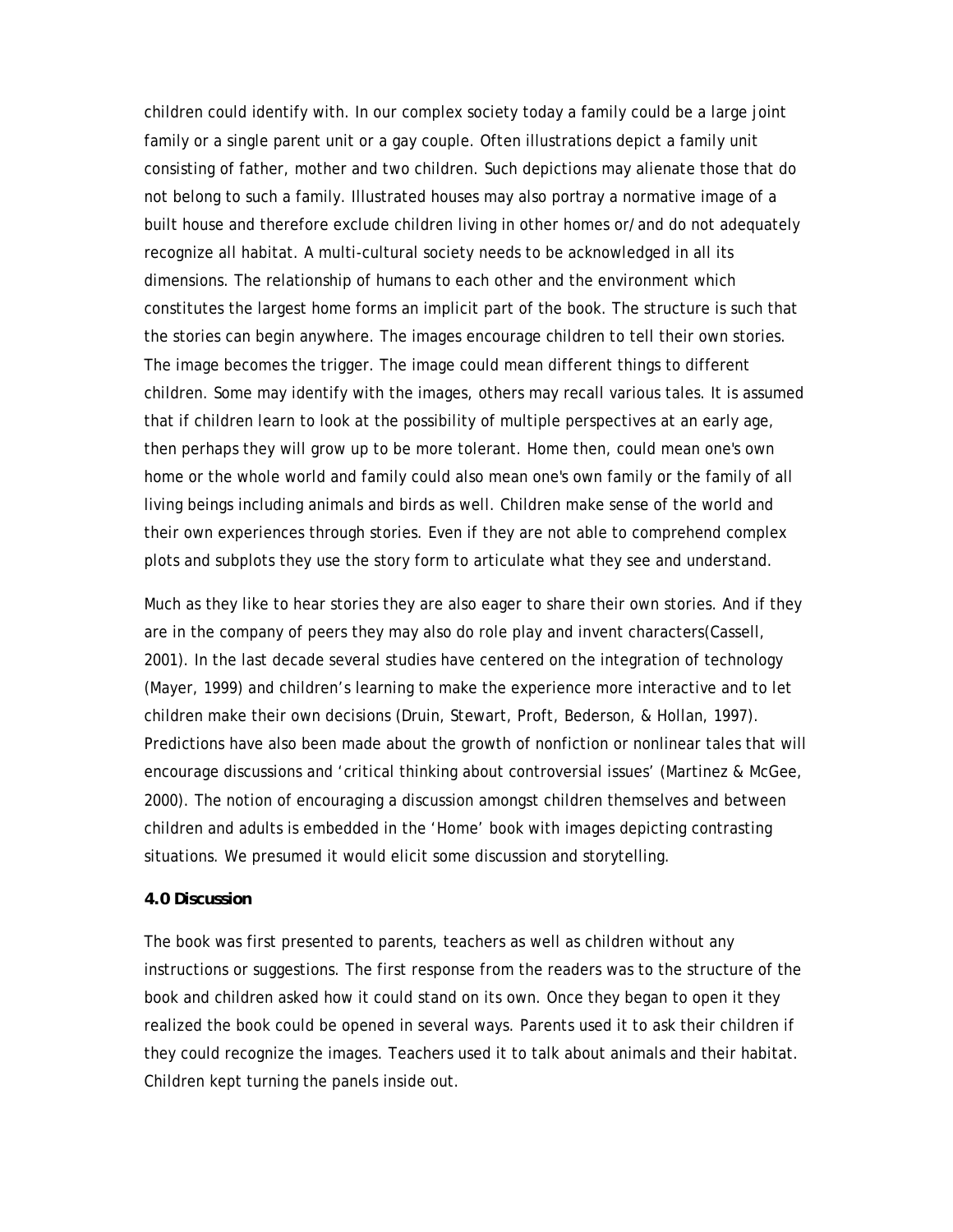children could identify with. In our complex society today a family could be a large joint family or a single parent unit or a gay couple. Often illustrations depict a family unit consisting of father, mother and two children. Such depictions may alienate those that do not belong to such a family. Illustrated houses may also portray a normative image of a built house and therefore exclude children living in other homes or/and do not adequately recognize all habitat. A multi-cultural society needs to be acknowledged in all its dimensions. The relationship of humans to each other and the environment which constitutes the largest home forms an implicit part of the book. The structure is such that the stories can begin anywhere. The images encourage children to tell their own stories. The image becomes the trigger. The image could mean different things to different children. Some may identify with the images, others may recall various tales. It is assumed that if children learn to look at the possibility of multiple perspectives at an early age, then perhaps they will grow up to be more tolerant. Home then, could mean one's own home or the whole world and family could also mean one's own family or the family of all living beings including animals and birds as well. Children make sense of the world and their own experiences through stories. Even if they are not able to comprehend complex plots and subplots they use the story form to articulate what they see and understand.

Much as they like to hear stories they are also eager to share their own stories. And if they are in the company of peers they may also do role play and invent characters(Cassell, 2001). In the last decade several studies have centered on the integration of technology (Mayer, 1999) and children's learning to make the experience more interactive and to let children make their own decisions (Druin, Stewart, Proft, Bederson, & Hollan, 1997). Predictions have also been made about the growth of nonfiction or nonlinear tales that will encourage discussions and 'critical thinking about controversial issues' (Martinez & McGee, 2000). The notion of encouraging a discussion amongst children themselves and between children and adults is embedded in the 'Home' book with images depicting contrasting situations. We presumed it would elicit some discussion and storytelling.

**4.0 Discussion**

The book was first presented to parents, teachers as well as children without any instructions or suggestions. The first response from the readers was to the structure of the book and children asked how it could stand on its own. Once they began to open it they realized the book could be opened in several ways. Parents used it to ask their children if they could recognize the images. Teachers used it to talk about animals and their habitat. Children kept turning the panels inside out.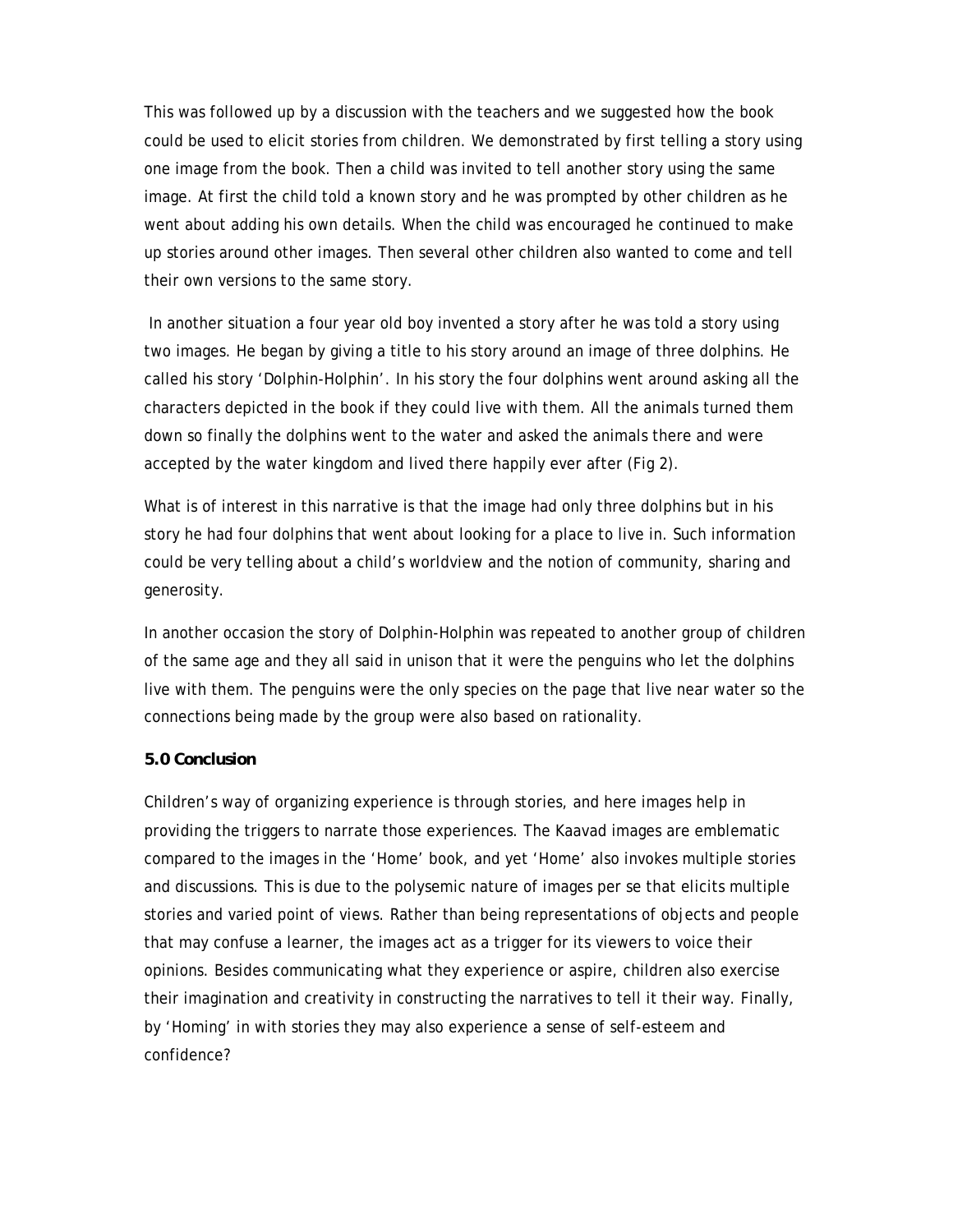This was followed up by a discussion with the teachers and we suggested how the book could be used to elicit stories from children. We demonstrated by first telling a story using one image from the book. Then a child was invited to tell another story using the same image. At first the child told a known story and he was prompted by other children as he went about adding his own details. When the child was encouraged he continued to make up stories around other images. Then several other children also wanted to come and tell their own versions to the same story.

In another situation a four year old boy invented a story after he was told a story using two images. He began by giving a title to his story around an image of three dolphins. He called his story 'Dolphin-Holphin'. In his story the four dolphins went around asking all the characters depicted in the book if they could live with them. All the animals turned them down so finally the dolphins went to the water and asked the animals there and were accepted by the water kingdom and lived there happily ever after (Fig 2).

What is of interest in this narrative is that the image had only three dolphins but in his story he had four dolphins that went about looking for a place to live in. Such information could be very telling about a child's worldview and the notion of community, sharing and generosity.

In another occasion the story of Dolphin-Holphin was repeated to another group of children of the same age and they all said in unison that it were the penguins who let the dolphins live with them. The penguins were the only species on the page that live near water so the connections being made by the group were also based on rationality.

**5.0 Conclusion**

Children's way of organizing experience is through stories, and here images help in providing the triggers to narrate those experiences. The Kaavad images are emblematic compared to the images in the 'Home' book, and yet 'Home' also invokes multiple stories and discussions. This is due to the polysemic nature of images per se that elicits multiple stories and varied point of views. Rather than being representations of objects and people that may confuse a learner, the images act as a trigger for its viewers to voice their opinions. Besides communicating what they experience or aspire, children also exercise their imagination and creativity in constructing the narratives to tell it their way. Finally, by 'Homing' in with stories they may also experience a sense of self-esteem and confidence?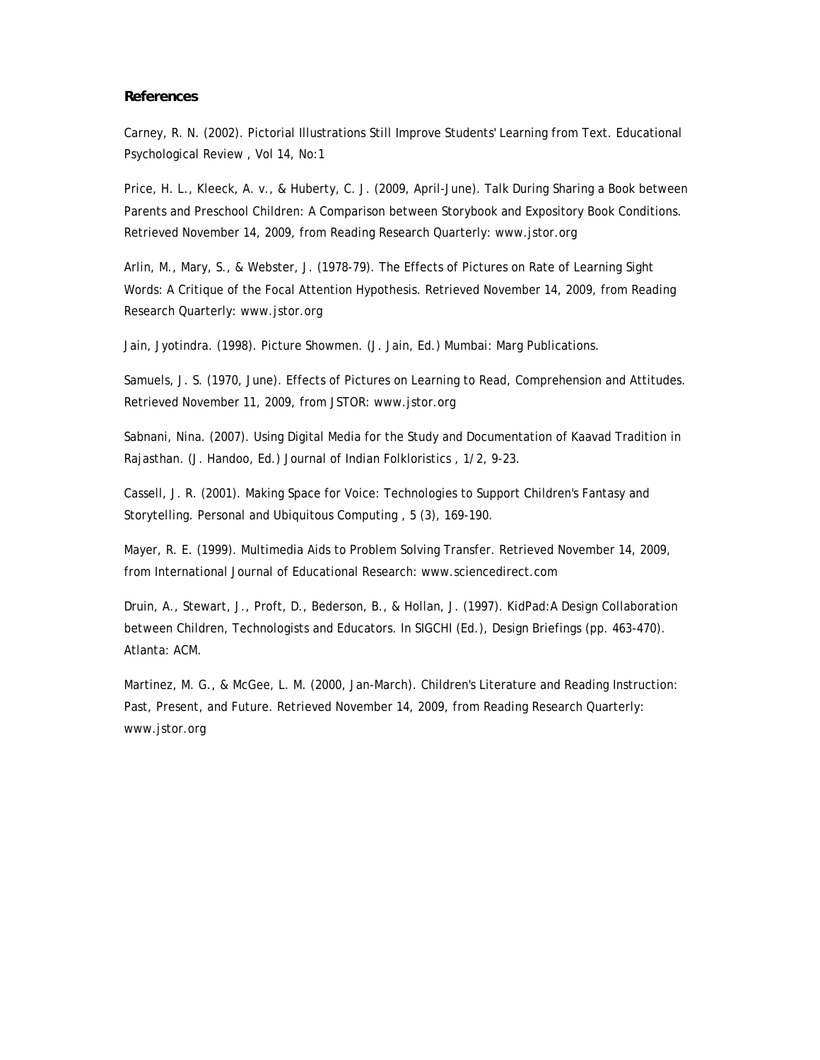**References**

Carney, R. N. (2002). Pictorial Illustrations Still Improve Students' Learning from Text. Educational Psychological Review , Vol 14, No:1

Price, H. L., Kleeck, A. v., & Huberty, C. J. (2009, April-June). Talk During Sharing a Book between Parents and Preschool Children: A Comparison between Storybook and Expository Book Conditions. Retrieved November 14, 2009, from Reading Research Quarterly: www.jstor.org

Arlin, M., Mary, S., & Webster, J. (1978-79). The Effects of Pictures on Rate of Learning Sight Words: A Critique of the Focal Attention Hypothesis. Retrieved November 14, 2009, from Reading Research Quarterly: www.jstor.org

Jain, Jyotindra. (1998). Picture Showmen. (J. Jain, Ed.) Mumbai: Marg Publications.

Samuels, J. S. (1970, June). Effects of Pictures on Learning to Read, Comprehension and Attitudes. Retrieved November 11, 2009, from JSTOR: www.jstor.org

Sabnani, Nina. (2007). Using Digital Media for the Study and Documentation of Kaavad Tradition in Rajasthan. (J. Handoo, Ed.) Journal of Indian Folkloristics , 1/2, 9-23.

Cassell, J. R. (2001). Making Space for Voice: Technologies to Support Children's Fantasy and Storytelling. Personal and Ubiquitous Computing , 5 (3), 169-190.

Mayer, R. E. (1999). Multimedia Aids to Problem Solving Transfer. Retrieved November 14, 2009, from International Journal of Educational Research: www.sciencedirect.com

Druin, A., Stewart, J., Proft, D., Bederson, B., & Hollan, J. (1997). KidPad:A Design Collaboration between Children, Technologists and Educators. In SIGCHI (Ed.), Design Briefings (pp. 463-470). Atlanta: ACM.

Martinez, M. G., & McGee, L. M. (2000, Jan-March). Children's Literature and Reading Instruction: Past, Present, and Future. Retrieved November 14, 2009, from Reading Research Quarterly: www.jstor.org